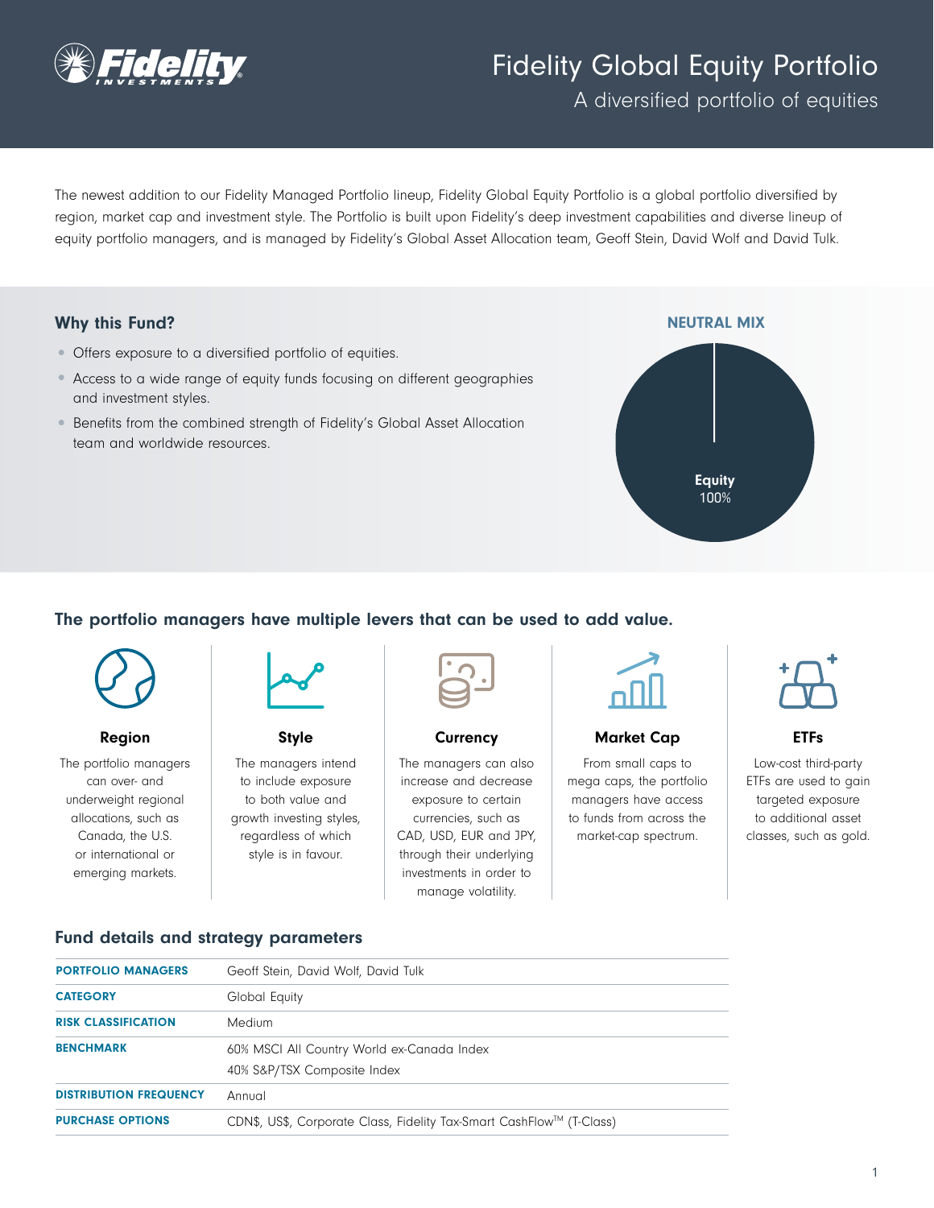# Fidelity Global Equity Portfolio

## A diversified portfolio of equities

The newest addition to our Fidelity Managed Portfolio lineup, Fidelity Global Equity Portfolio is a global portfolio diversified by region, market cap and investment style. The Portfolio is built upon Fidelity's deep investment capabilities and diverse lineup of equity portfolio managers, and is managed by Fidelity's Global Asset Allocation team, Geoff Stein, David Wolf and David Tulk.

### Why this Fund?

- Offers exposure to a diversified portfolio of equities.
- Access to a wide range of equity funds focusing on different geographies and investment styles.
- Benefits from the combined strength of Fidelity's Global Asset Allocation team and worldwide resources.

**NEUTRAL MIX**

**Equity** 100%

### The portfolio managers have multiple levers that can be used to add value.

**Region**

The portfolio managers can over- and underweight regional allocations, such as Canada, the U.S. or international or emerging markets.

**Style**

The managers intend to include exposure to both value and growth investing styles, regardless of which style is in favour.

**Currency**

The managers can also increase and decrease exposure to certain currencies, such as CAD, USD, EUR and JPY, through their underlying investments in order to manage volatility.

**Market Cap**

From small caps to mega caps, the portfolio managers have access to funds from across the market-cap spectrum.

**ETFs**

Low-cost third-party ETFs are used to gain targeted exposure to additional asset classes, such as gold.

### Fund details and strategy parameters

| | |
|---|---|
| **PORTFOLIO MANAGERS** | Geoff Stein, David Wolf, David Tulk |
| **CATEGORY** | Global Equity |
| **RISK CLASSIFICATION** | Medium |
| **BENCHMARK** | 60% MSCI All Country World ex-Canada Index<br>40% S&P/TSX Composite Index |
| **DISTRIBUTION FREQUENCY** | Annual |
| **PURCHASE OPTIONS** | CDN$, US$, Corporate Class, Fidelity Tax-Smart CashFlow™ (T-Class) |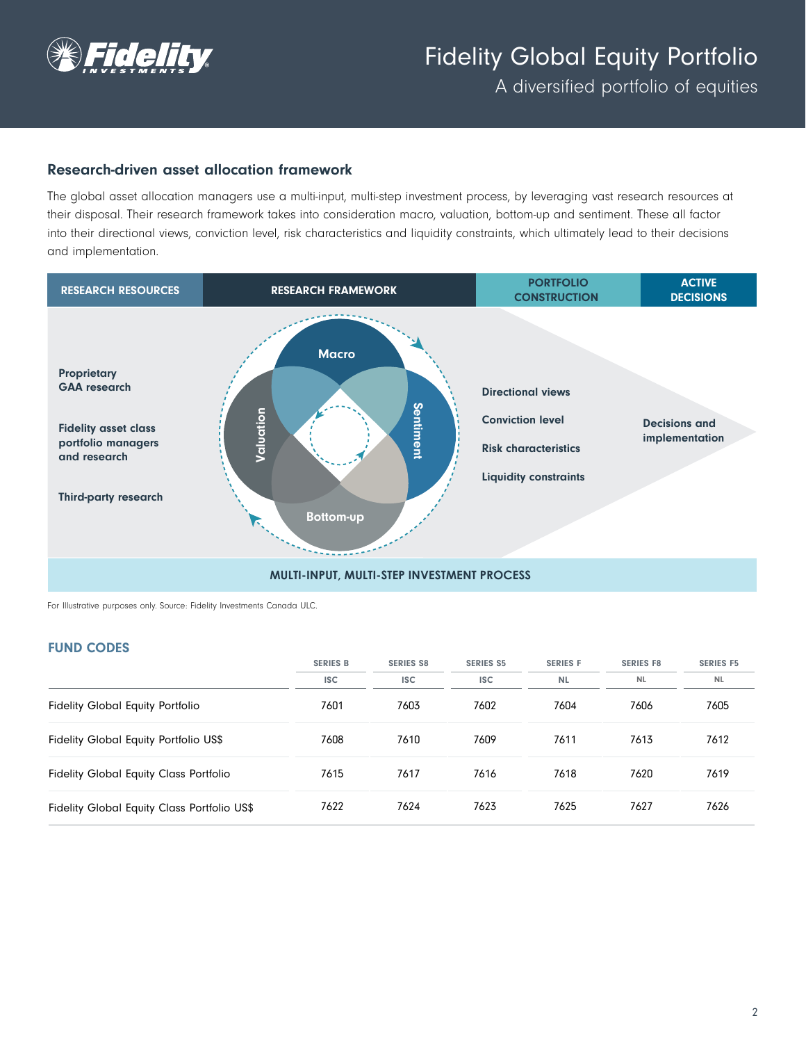## Research-driven asset allocation framework

The global asset allocation managers use a multi-input, multi-step investment process, by leveraging vast research resources at their disposal. Their research framework takes into consideration macro, valuation, bottom-up and sentiment. These all factor into their directional views, conviction level, risk characteristics and liquidity constraints, which ultimately lead to their decisions and implementation.

| RESEARCH RESOURCES | RESEARCH FRAMEWORK | PORTFOLIO CONSTRUCTION | ACTIVE DECISIONS |
|---|---|---|---|
| Proprietary GAA research<br>Fidelity asset class portfolio managers and research<br>Third-party research | Macro<br>Valuation<br>Sentiment<br>Bottom-up | Directional views<br>Conviction level<br>Risk characteristics<br>Liquidity constraints | Decisions and implementation |

**MULTI-INPUT, MULTI-STEP INVESTMENT PROCESS**

For Illustrative purposes only. Source: Fidelity Investments Canada ULC.

## FUND CODES

| | SERIES B | SERIES S8 | SERIES S5 | SERIES F | SERIES F8 | SERIES F5 |
|---|---|---|---|---|---|---|
| | ISC | ISC | ISC | NL | NL | NL |
| Fidelity Global Equity Portfolio | 7601 | 7603 | 7602 | 7604 | 7606 | 7605 |
| Fidelity Global Equity Portfolio US$ | 7608 | 7610 | 7609 | 7611 | 7613 | 7612 |
| Fidelity Global Equity Class Portfolio | 7615 | 7617 | 7616 | 7618 | 7620 | 7619 |
| Fidelity Global Equity Class Portfolio US$ | 7622 | 7624 | 7623 | 7625 | 7627 | 7626 |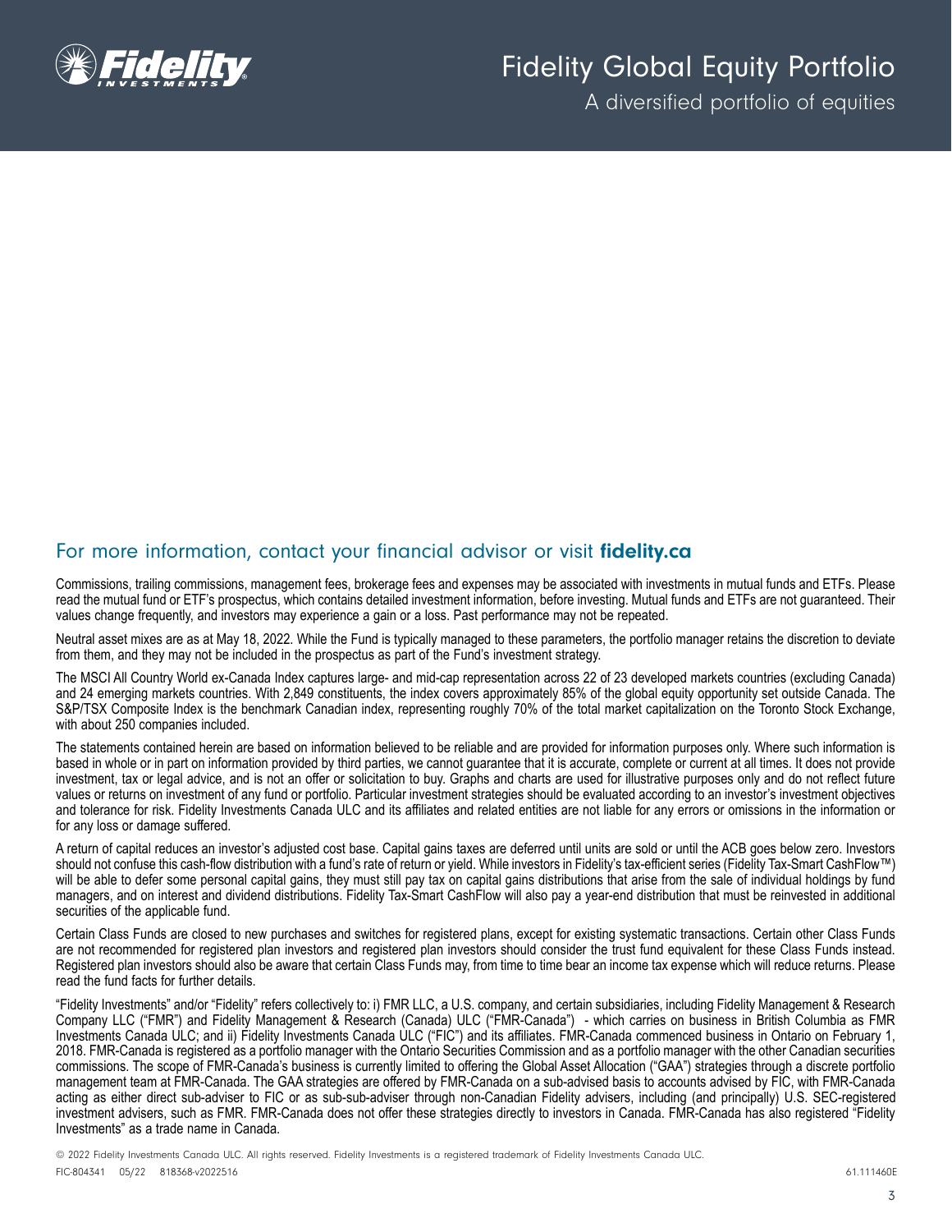# Fidelity Global Equity Portfolio

A diversified portfolio of equities

## For more information, contact your financial advisor or visit **fidelity.ca**

Commissions, trailing commissions, management fees, brokerage fees and expenses may be associated with investments in mutual funds and ETFs. Please read the mutual fund or ETF's prospectus, which contains detailed investment information, before investing. Mutual funds and ETFs are not guaranteed. Their values change frequently, and investors may experience a gain or a loss. Past performance may not be repeated.

Neutral asset mixes are as at May 18, 2022. While the Fund is typically managed to these parameters, the portfolio manager retains the discretion to deviate from them, and they may not be included in the prospectus as part of the Fund's investment strategy.

The MSCI All Country World ex-Canada Index captures large- and mid-cap representation across 22 of 23 developed markets countries (excluding Canada) and 24 emerging markets countries. With 2,849 constituents, the index covers approximately 85% of the global equity opportunity set outside Canada. The S&P/TSX Composite Index is the benchmark Canadian index, representing roughly 70% of the total market capitalization on the Toronto Stock Exchange, with about 250 companies included.

The statements contained herein are based on information believed to be reliable and are provided for information purposes only. Where such information is based in whole or in part on information provided by third parties, we cannot guarantee that it is accurate, complete or current at all times. It does not provide investment, tax or legal advice, and is not an offer or solicitation to buy. Graphs and charts are used for illustrative purposes only and do not reflect future values or returns on investment of any fund or portfolio. Particular investment strategies should be evaluated according to an investor's investment objectives and tolerance for risk. Fidelity Investments Canada ULC and its affiliates and related entities are not liable for any errors or omissions in the information or for any loss or damage suffered.

A return of capital reduces an investor's adjusted cost base. Capital gains taxes are deferred until units are sold or until the ACB goes below zero. Investors should not confuse this cash-flow distribution with a fund's rate of return or yield. While investors in Fidelity's tax-efficient series (Fidelity Tax-Smart CashFlow™) will be able to defer some personal capital gains, they must still pay tax on capital gains distributions that arise from the sale of individual holdings by fund managers, and on interest and dividend distributions. Fidelity Tax-Smart CashFlow will also pay a year-end distribution that must be reinvested in additional securities of the applicable fund.

Certain Class Funds are closed to new purchases and switches for registered plans, except for existing systematic transactions. Certain other Class Funds are not recommended for registered plan investors and registered plan investors should consider the trust fund equivalent for these Class Funds instead. Registered plan investors should also be aware that certain Class Funds may, from time to time bear an income tax expense which will reduce returns. Please read the fund facts for further details.

"Fidelity Investments" and/or "Fidelity" refers collectively to: i) FMR LLC, a U.S. company, and certain subsidiaries, including Fidelity Management & Research Company LLC ("FMR") and Fidelity Management & Research (Canada) ULC ("FMR-Canada") - which carries on business in British Columbia as FMR Investments Canada ULC; and ii) Fidelity Investments Canada ULC ("FIC") and its affiliates. FMR-Canada commenced business in Ontario on February 1, 2018. FMR-Canada is registered as a portfolio manager with the Ontario Securities Commission and as a portfolio manager with the other Canadian securities commissions. The scope of FMR-Canada's business is currently limited to offering the Global Asset Allocation ("GAA") strategies through a discrete portfolio management team at FMR-Canada. The GAA strategies are offered by FMR-Canada on a sub-advised basis to accounts advised by FIC, with FMR-Canada acting as either direct sub-adviser to FIC or as sub-sub-adviser through non-Canadian Fidelity advisers, including (and principally) U.S. SEC-registered investment advisers, such as FMR. FMR-Canada does not offer these strategies directly to investors in Canada. FMR-Canada has also registered "Fidelity Investments" as a trade name in Canada.

© 2022 Fidelity Investments Canada ULC. All rights reserved. Fidelity Investments is a registered trademark of Fidelity Investments Canada ULC.

FIC-804341 05/22 818368-v2022516 61.111460E